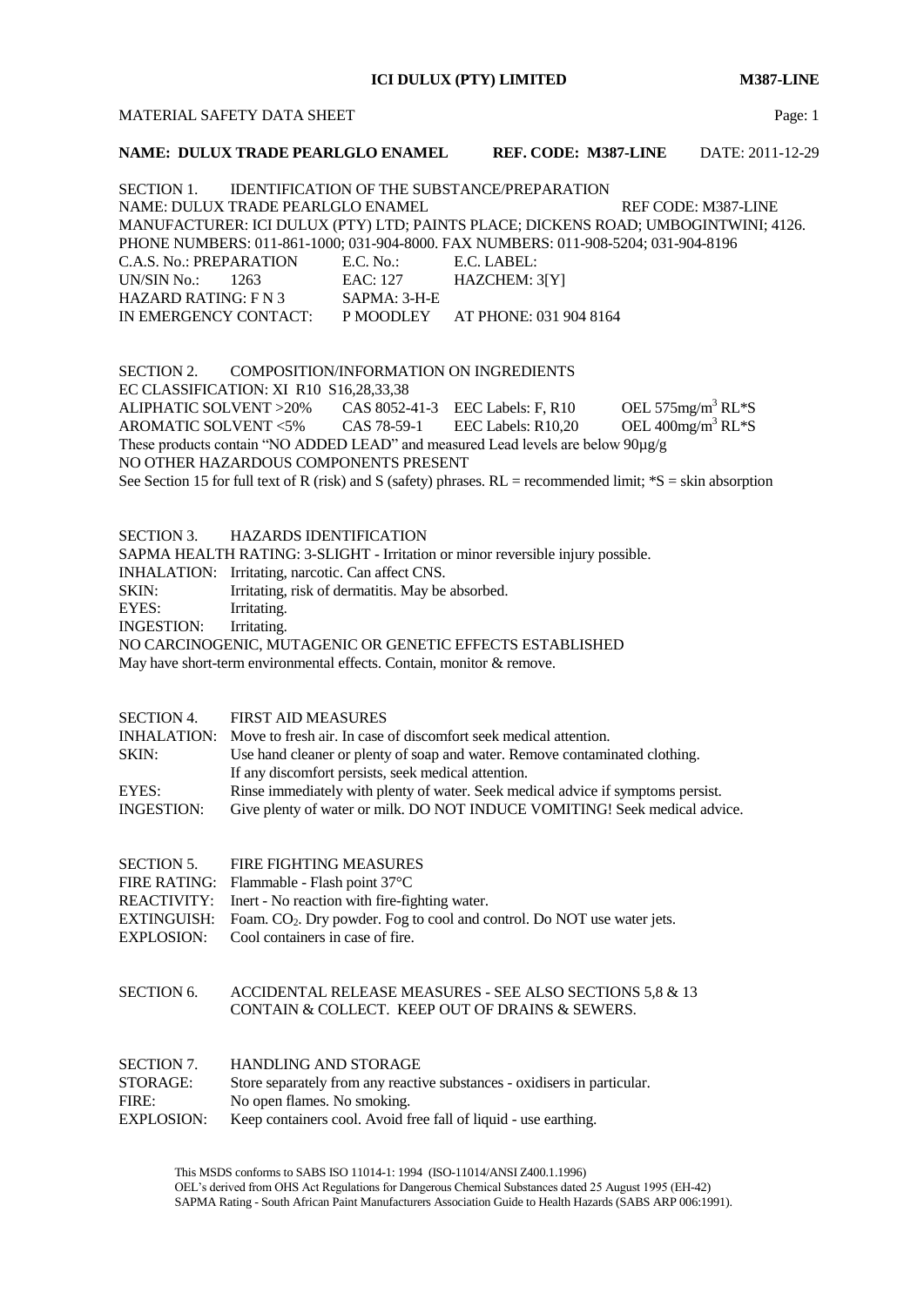**ICI DULUX (PTY) LIMITED** **M387-LINE**

MATERIAL SAFETY DATA SHEET

**NAME: DULUX TRADE PEARLGLO ENAMEL** **REF. CODE: M387-LINE** DATE: 2011-12-29

SECTION 1. IDENTIFICATION OF THE SUBSTANCE/PREPARATION

NAME: DULUX TRADE PEARLGLO ENAMEL REF CODE: M387-LINE

MANUFACTURER: ICI DULUX (PTY) LTD; PAINTS PLACE; DICKENS ROAD; UMBOGINTWINI; 4126.

PHONE NUMBERS: 011-861-1000; 031-904-8000. FAX NUMBERS: 011-908-5204; 031-904-8196

| | | |
|---|---|---|
| C.A.S. No.: PREPARATION | E.C. No.: | E.C. LABEL: |
| UN/SIN No.: 1263 | EAC: 127 | HAZCHEM: 3[Y] |
| HAZARD RATING: F N 3 | SAPMA: 3-H-E | |
| IN EMERGENCY CONTACT: | P MOODLEY | AT PHONE: 031 904 8164 |

SECTION 2. COMPOSITION/INFORMATION ON INGREDIENTS

EC CLASSIFICATION: XI R10 S16,28,33,38

| | | | |
|---|---|---|---|
| ALIPHATIC SOLVENT >20% | CAS 8052-41-3 | EEC Labels: F, R10 | OEL 575mg/m$^3$ RL*S |
| AROMATIC SOLVENT <5% | CAS 78-59-1 | EEC Labels: R10,20 | OEL 400mg/m$^3$ RL*S |

These products contain "NO ADDED LEAD" and measured Lead levels are below 90µg/g

NO OTHER HAZARDOUS COMPONENTS PRESENT

See Section 15 for full text of R (risk) and S (safety) phrases. RL = recommended limit; *S = skin absorption

SECTION 3. HAZARDS IDENTIFICATION

SAPMA HEALTH RATING: 3-SLIGHT - Irritation or minor reversible injury possible.

| | |
|---|---|
| INHALATION: | Irritating, narcotic. Can affect CNS. |
| SKIN: | Irritating, risk of dermatitis. May be absorbed. |
| EYES: | Irritating. |
| INGESTION: | Irritating. |

NO CARCINOGENIC, MUTAGENIC OR GENETIC EFFECTS ESTABLISHED

May have short-term environmental effects. Contain, monitor & remove.

SECTION 4. FIRST AID MEASURES

| | |
|---|---|
| INHALATION: | Move to fresh air. In case of discomfort seek medical attention. |
| SKIN: | Use hand cleaner or plenty of soap and water. Remove contaminated clothing. If any discomfort persists, seek medical attention. |
| EYES: | Rinse immediately with plenty of water. Seek medical advice if symptoms persist. |
| INGESTION: | Give plenty of water or milk. DO NOT INDUCE VOMITING! Seek medical advice. |

SECTION 5. FIRE FIGHTING MEASURES

| | |
|---|---|
| FIRE RATING: | Flammable - Flash point 37°C |
| REACTIVITY: | Inert - No reaction with fire-fighting water. |
| EXTINGUISH: | Foam. $CO_2$. Dry powder. Fog to cool and control. Do NOT use water jets. |
| EXPLOSION: | Cool containers in case of fire. |

SECTION 6. ACCIDENTAL RELEASE MEASURES - SEE ALSO SECTIONS 5,8 & 13
CONTAIN & COLLECT. KEEP OUT OF DRAINS & SEWERS.

SECTION 7. HANDLING AND STORAGE

| | |
|---|---|
| STORAGE: | Store separately from any reactive substances - oxidisers in particular. |
| FIRE: | No open flames. No smoking. |
| EXPLOSION: | Keep containers cool. Avoid free fall of liquid - use earthing. |

This MSDS conforms to SABS ISO 11014-1: 1994 (ISO-11014/ANSI Z400.1.1996)
OEL's derived from OHS Act Regulations for Dangerous Chemical Substances dated 25 August 1995 (EH-42)
SAPMA Rating - South African Paint Manufacturers Association Guide to Health Hazards (SABS ARP 006:1991).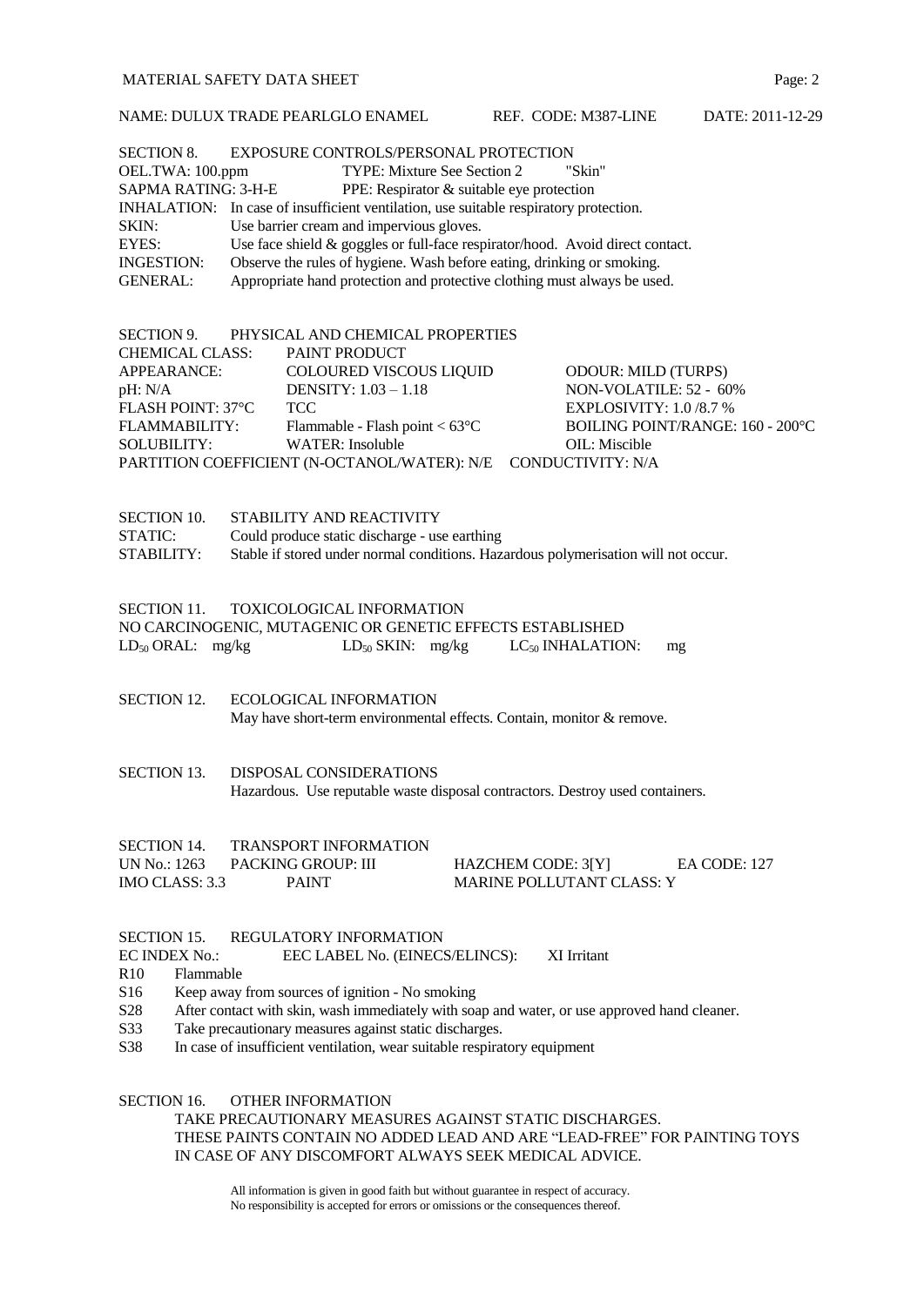NAME: DULUX TRADE PEARLGLO ENAMEL    REF. CODE: M387-LINE    DATE: 2011-12-29

## SECTION 8. EXPOSURE CONTROLS/PERSONAL PROTECTION

OEL.TWA: 100.ppm    TYPE: Mixture See Section 2    "Skin"
SAPMA RATING: 3-H-E    PPE: Respirator & suitable eye protection

| | |
|---|---|
| INHALATION: | In case of insufficient ventilation, use suitable respiratory protection. |
| SKIN: | Use barrier cream and impervious gloves. |
| EYES: | Use face shield & goggles or full-face respirator/hood. Avoid direct contact. |
| INGESTION: | Observe the rules of hygiene. Wash before eating, drinking or smoking. |
| GENERAL: | Appropriate hand protection and protective clothing must always be used. |

## SECTION 9. PHYSICAL AND CHEMICAL PROPERTIES

| | | |
|---|---|---|
| CHEMICAL CLASS: | PAINT PRODUCT | |
| APPEARANCE: | COLOURED VISCOUS LIQUID | ODOUR: MILD (TURPS) |
| pH: N/A | DENSITY: 1.03 – 1.18 | NON-VOLATILE: 52 - 60% |
| FLASH POINT: 37°C | TCC | EXPLOSIVITY: 1.0 /8.7 % |
| FLAMMABILITY: | Flammable - Flash point < 63°C | BOILING POINT/RANGE: 160 - 200°C |
| SOLUBILITY: | WATER: Insoluble | OIL: Miscible |

PARTITION COEFFICIENT (N-OCTANOL/WATER): N/E    CONDUCTIVITY: N/A

## SECTION 10. STABILITY AND REACTIVITY

| | |
|---|---|
| STATIC: | Could produce static discharge - use earthing |
| STABILITY: | Stable if stored under normal conditions. Hazardous polymerisation will not occur. |

## SECTION 11. TOXICOLOGICAL INFORMATION

NO CARCINOGENIC, MUTAGENIC OR GENETIC EFFECTS ESTABLISHED

$LD_{50}$ ORAL: mg/kg    $LD_{50}$ SKIN: mg/kg    $LC_{50}$ INHALATION: mg

## SECTION 12. ECOLOGICAL INFORMATION

May have short-term environmental effects. Contain, monitor & remove.

## SECTION 13. DISPOSAL CONSIDERATIONS

Hazardous. Use reputable waste disposal contractors. Destroy used containers.

## SECTION 14. TRANSPORT INFORMATION

| | | | |
|---|---|---|---|
| UN No.: 1263 | PACKING GROUP: III | HAZCHEM CODE: 3[Y] | EA CODE: 127 |
| IMO CLASS: 3.3 | PAINT | MARINE POLLUTANT CLASS: Y | |

## SECTION 15. REGULATORY INFORMATION

EC INDEX No.:    EEC LABEL No. (EINECS/ELINCS):    XI Irritant

| | |
|---|---|
| R10 | Flammable |
| S16 | Keep away from sources of ignition - No smoking |
| S28 | After contact with skin, wash immediately with soap and water, or use approved hand cleaner. |
| S33 | Take precautionary measures against static discharges. |
| S38 | In case of insufficient ventilation, wear suitable respiratory equipment |

## SECTION 16. OTHER INFORMATION

TAKE PRECAUTIONARY MEASURES AGAINST STATIC DISCHARGES.
THESE PAINTS CONTAIN NO ADDED LEAD AND ARE "LEAD-FREE" FOR PAINTING TOYS
IN CASE OF ANY DISCOMFORT ALWAYS SEEK MEDICAL ADVICE.

All information is given in good faith but without guarantee in respect of accuracy.
No responsibility is accepted for errors or omissions or the consequences thereof.